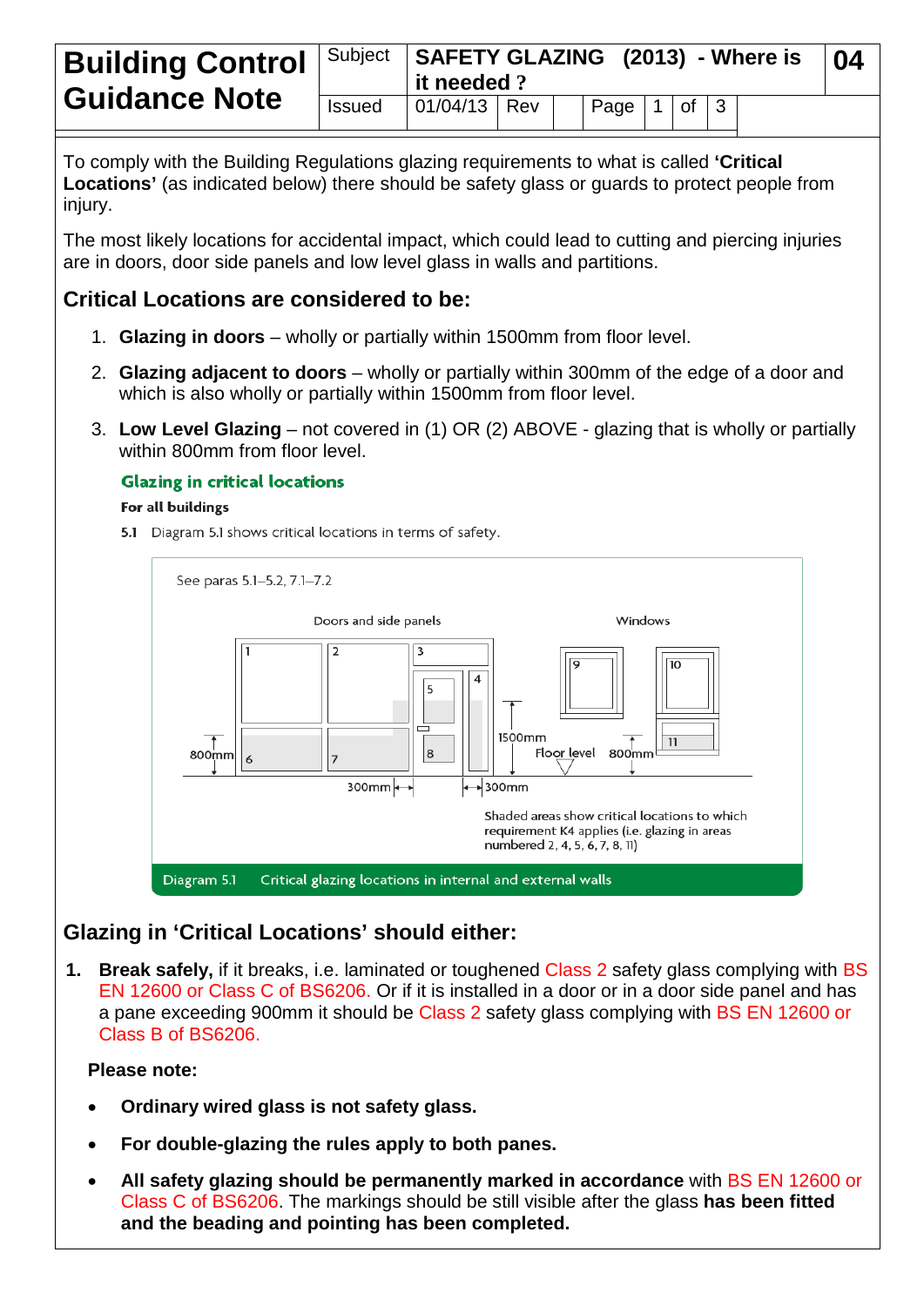# Building Control Guidance Note

| Subject | SAFETY GLAZING (2013) - Where is it needed ? | | | | | 04 |
|---|---|---|---|---|---|---|
| Issued | 01/04/13 | Rev | | Page | 1 of 3 | |

To comply with the Building Regulations glazing requirements to what is called **'Critical Locations'** (as indicated below) there should be safety glass or guards to protect people from injury.

The most likely locations for accidental impact, which could lead to cutting and piercing injuries are in doors, door side panels and low level glass in walls and partitions.

## Critical Locations are considered to be:

1. **Glazing in doors** – wholly or partially within 1500mm from floor level.
2. **Glazing adjacent to doors** – wholly or partially within 300mm of the edge of a door and which is also wholly or partially within 1500mm from floor level.
3. **Low Level Glazing** – not covered in (1) OR (2) ABOVE - glazing that is wholly or partially within 800mm from floor level.

### Glazing in critical locations

**For all buildings**

**5.1** Diagram 5.1 shows critical locations in terms of safety.

See paras 5.1–5.2, 7.1–7.2

Doors and side panels — Windows

Shaded areas show critical locations to which requirement K4 applies (i.e. glazing in areas numbered 2, 4, 5, 6, 7, 8, 11)

Diagram 5.1 Critical glazing locations in internal and external walls

## Glazing in 'Critical Locations' should either:

1. **Break safely,** if it breaks, i.e. laminated or toughened Class 2 safety glass complying with BS EN 12600 or Class C of BS6206. Or if it is installed in a door or in a door side panel and has a pane exceeding 900mm it should be Class 2 safety glass complying with BS EN 12600 or Class B of BS6206.

**Please note:**

- **Ordinary wired glass is not safety glass.**
- **For double-glazing the rules apply to both panes.**
- **All safety glazing should be permanently marked in accordance** with BS EN 12600 or Class C of BS6206. The markings should be still visible after the glass **has been fitted and the beading and pointing has been completed.**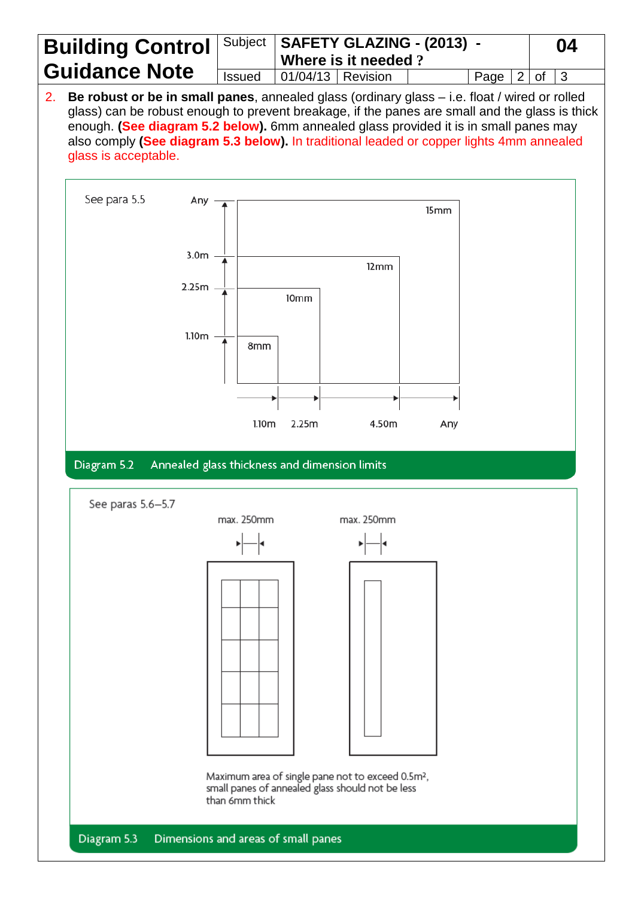2. **Be robust or be in small panes**, annealed glass (ordinary glass – i.e. float / wired or rolled glass) can be robust enough to prevent breakage, if the panes are small and the glass is thick enough. **(See diagram 5.2 below).** 6mm annealed glass provided it is in small panes may also comply **(See diagram 5.3 below).** In traditional leaded or copper lights 4mm annealed glass is acceptable.

See para 5.5

Any

3.0m

2.25m

1.10m

15mm

12mm

10mm

8mm

1.10m 2.25m 4.50m Any

Diagram 5.2 Annealed glass thickness and dimension limits

See paras 5.6–5.7

max. 250mm

max. 250mm

Maximum area of single pane not to exceed $0.5m^2$, small panes of annealed glass should not be less than 6mm thick

Diagram 5.3 Dimensions and areas of small panes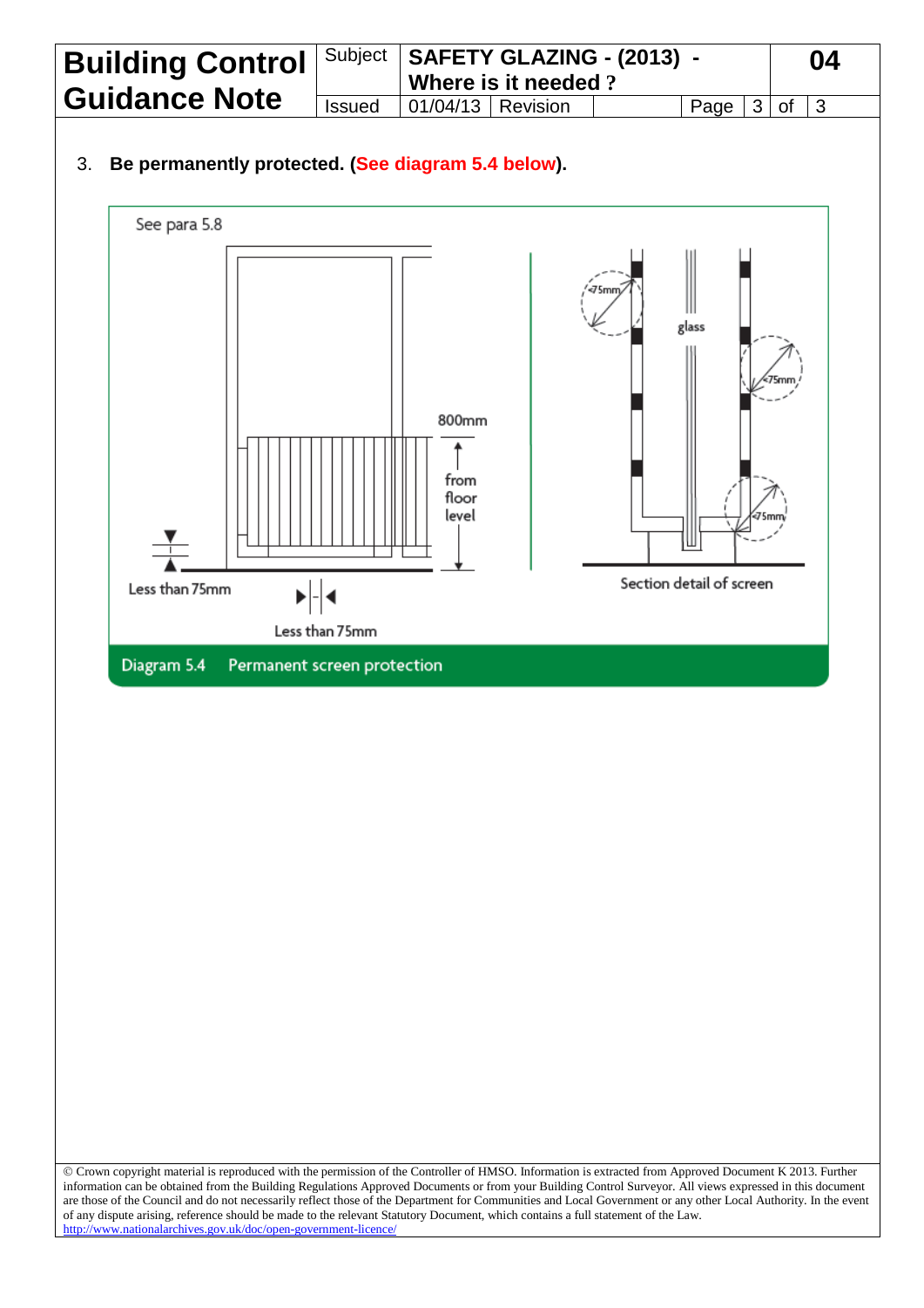3. **Be permanently protected. (See diagram 5.4 below).**

See para 5.8

800mm

from floor level

Less than 75mm

Less than 75mm

<75mm

glass

<75mm

<75mm

Section detail of screen

Diagram 5.4 Permanent screen protection

© Crown copyright material is reproduced with the permission of the Controller of HMSO. Information is extracted from Approved Document K 2013. Further information can be obtained from the Building Regulations Approved Documents or from your Building Control Surveyor. All views expressed in this document are those of the Council and do not necessarily reflect those of the Department for Communities and Local Government or any other Local Authority. In the event of any dispute arising, reference should be made to the relevant Statutory Document, which contains a full statement of the Law.
http://www.nationalarchives.gov.uk/doc/open-government-licence/